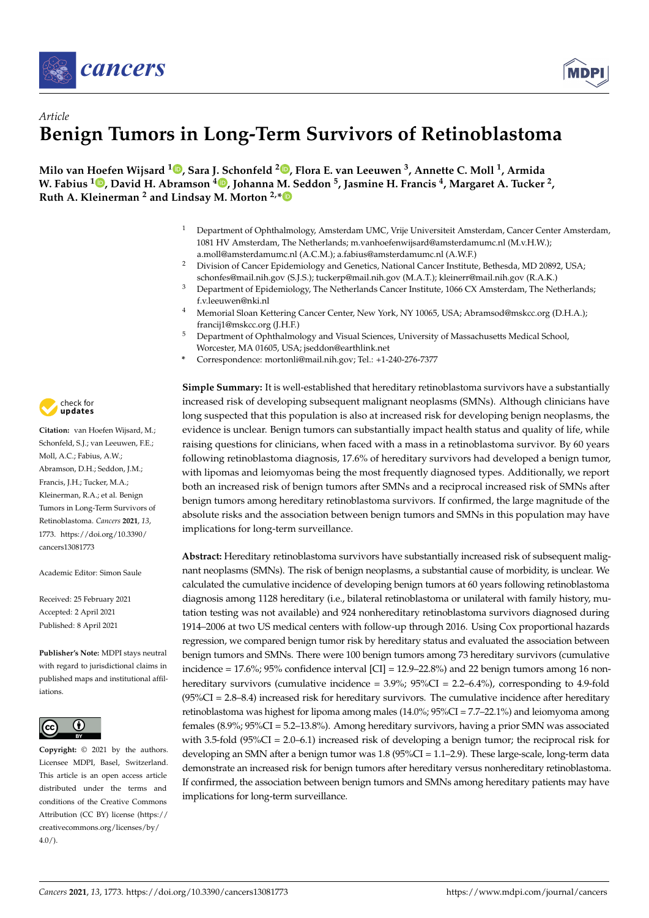*Article*

# Benign Tumors in Long-Term Survivors of Retinoblastoma

**Milo van Hoefen Wijsard [1], Sara J. Schonfeld [2], Flora E. van Leeuwen [3], Annette C. Moll [1], Armida W. Fabius [1], David H. Abramson [4], Johanna M. Seddon [5], Jasmine H. Francis [4], Margaret A. Tucker [2], Ruth A. Kleinerman [2] and Lindsay M. Morton [2,*]**

[1] Department of Ophthalmology, Amsterdam UMC, Vrije Universiteit Amsterdam, Cancer Center Amsterdam, 1081 HV Amsterdam, The Netherlands; m.vanhoefenwijsard@amsterdamumc.nl (M.v.H.W.); a.moll@amsterdamumc.nl (A.C.M.); a.fabius@amsterdamumc.nl (A.W.F.)

[2] Division of Cancer Epidemiology and Genetics, National Cancer Institute, Bethesda, MD 20892, USA; schonfes@mail.nih.gov (S.J.S.); tuckerp@mail.nih.gov (M.A.T.); kleinerr@mail.nih.gov (R.A.K.)

[3] Department of Epidemiology, The Netherlands Cancer Institute, 1066 CX Amsterdam, The Netherlands; f.v.leeuwen@nki.nl

[4] Memorial Sloan Kettering Cancer Center, New York, NY 10065, USA; Abramsod@mskcc.org (D.H.A.); francij1@mskcc.org (J.H.F.)

[5] Department of Ophthalmology and Visual Sciences, University of Massachusetts Medical School, Worcester, MA 01605, USA; jseddon@earthlink.net

\* Correspondence: mortonli@mail.nih.gov; Tel.: +1-240-276-7377

**Citation:** van Hoefen Wijsard, M.; Schonfeld, S.J.; van Leeuwen, F.E.; Moll, A.C.; Fabius, A.W.; Abramson, D.H.; Seddon, J.M.; Francis, J.H.; Tucker, M.A.; Kleinerman, R.A.; et al. Benign Tumors in Long-Term Survivors of Retinoblastoma. *Cancers* **2021**, *13*, 1773. https://doi.org/10.3390/cancers13081773

Academic Editor: Simon Saule

Received: 25 February 2021
Accepted: 2 April 2021
Published: 8 April 2021

**Publisher's Note:** MDPI stays neutral with regard to jurisdictional claims in published maps and institutional affiliations.

**Copyright:** © 2021 by the authors. Licensee MDPI, Basel, Switzerland. This article is an open access article distributed under the terms and conditions of the Creative Commons Attribution (CC BY) license (https://creativecommons.org/licenses/by/4.0/).

**Simple Summary:** It is well-established that hereditary retinoblastoma survivors have a substantially increased risk of developing subsequent malignant neoplasms (SMNs). Although clinicians have long suspected that this population is also at increased risk for developing benign neoplasms, the evidence is unclear. Benign tumors can substantially impact health status and quality of life, while raising questions for clinicians, when faced with a mass in a retinoblastoma survivor. By 60 years following retinoblastoma diagnosis, 17.6% of hereditary survivors had developed a benign tumor, with lipomas and leiomyomas being the most frequently diagnosed types. Additionally, we report both an increased risk of benign tumors after SMNs and a reciprocal increased risk of SMNs after benign tumors among hereditary retinoblastoma survivors. If confirmed, the large magnitude of the absolute risks and the association between benign tumors and SMNs in this population may have implications for long-term surveillance.

**Abstract:** Hereditary retinoblastoma survivors have substantially increased risk of subsequent malignant neoplasms (SMNs). The risk of benign neoplasms, a substantial cause of morbidity, is unclear. We calculated the cumulative incidence of developing benign tumors at 60 years following retinoblastoma diagnosis among 1128 hereditary (i.e., bilateral retinoblastoma or unilateral with family history, mutation testing was not available) and 924 nonhereditary retinoblastoma survivors diagnosed during 1914–2006 at two US medical centers with follow-up through 2016. Using Cox proportional hazards regression, we compared benign tumor risk by hereditary status and evaluated the association between benign tumors and SMNs. There were 100 benign tumors among 73 hereditary survivors (cumulative incidence = 17.6%; 95% confidence interval [CI] = 12.9–22.8%) and 22 benign tumors among 16 nonhereditary survivors (cumulative incidence = 3.9%; 95%CI = 2.2–6.4%), corresponding to 4.9-fold (95%CI = 2.8–8.4) increased risk for hereditary survivors. The cumulative incidence after hereditary retinoblastoma was highest for lipoma among males (14.0%; 95%CI = 7.7–22.1%) and leiomyoma among females (8.9%; 95%CI = 5.2–13.8%). Among hereditary survivors, having a prior SMN was associated with 3.5-fold (95%CI = 2.0–6.1) increased risk of developing a benign tumor; the reciprocal risk for developing an SMN after a benign tumor was 1.8 (95%CI = 1.1–2.9). These large-scale, long-term data demonstrate an increased risk for benign tumors after hereditary versus nonhereditary retinoblastoma. If confirmed, the association between benign tumors and SMNs among hereditary patients may have implications for long-term surveillance.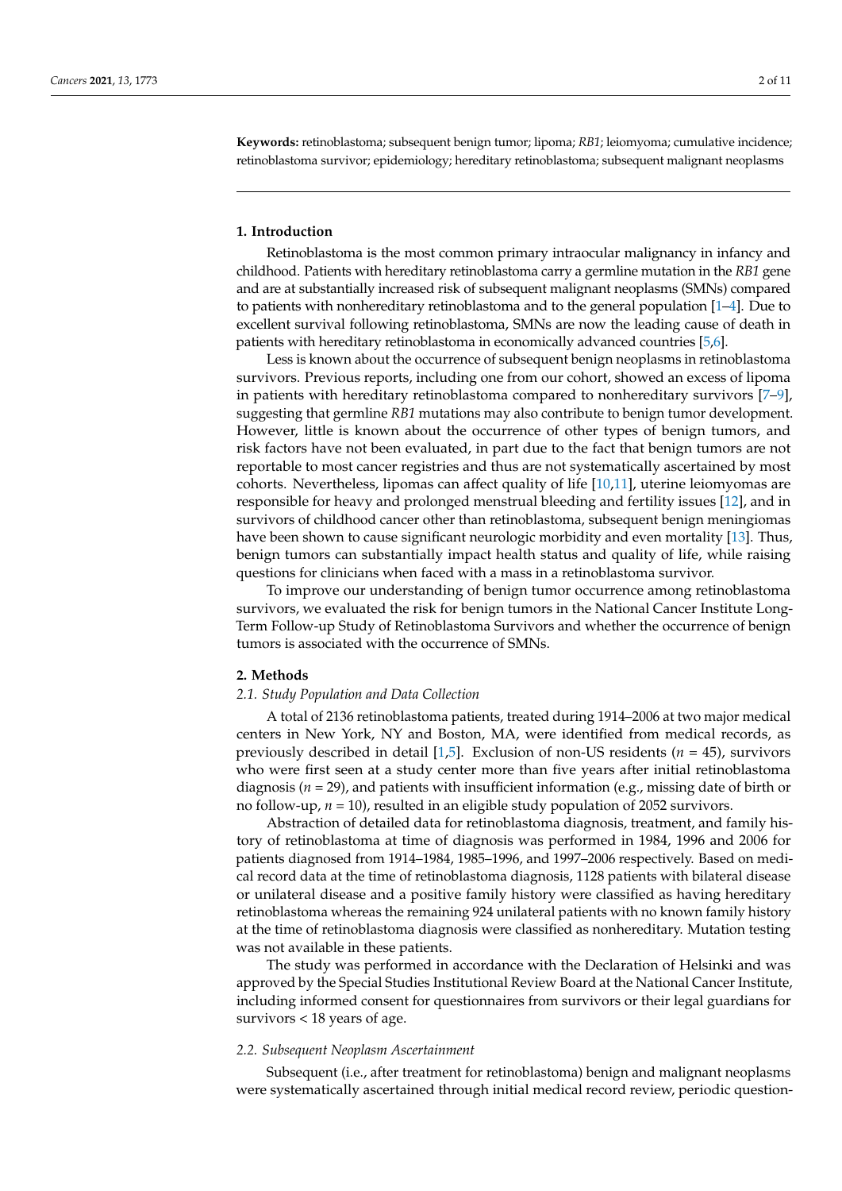**Keywords:** retinoblastoma; subsequent benign tumor; lipoma; *RB1*; leiomyoma; cumulative incidence; retinoblastoma survivor; epidemiology; hereditary retinoblastoma; subsequent malignant neoplasms

## 1. Introduction

Retinoblastoma is the most common primary intraocular malignancy in infancy and childhood. Patients with hereditary retinoblastoma carry a germline mutation in the *RB1* gene and are at substantially increased risk of subsequent malignant neoplasms (SMNs) compared to patients with nonhereditary retinoblastoma and to the general population [1–4]. Due to excellent survival following retinoblastoma, SMNs are now the leading cause of death in patients with hereditary retinoblastoma in economically advanced countries [5,6].

Less is known about the occurrence of subsequent benign neoplasms in retinoblastoma survivors. Previous reports, including one from our cohort, showed an excess of lipoma in patients with hereditary retinoblastoma compared to nonhereditary survivors [7–9], suggesting that germline *RB1* mutations may also contribute to benign tumor development. However, little is known about the occurrence of other types of benign tumors, and risk factors have not been evaluated, in part due to the fact that benign tumors are not reportable to most cancer registries and thus are not systematically ascertained by most cohorts. Nevertheless, lipomas can affect quality of life [10,11], uterine leiomyomas are responsible for heavy and prolonged menstrual bleeding and fertility issues [12], and in survivors of childhood cancer other than retinoblastoma, subsequent benign meningiomas have been shown to cause significant neurologic morbidity and even mortality [13]. Thus, benign tumors can substantially impact health status and quality of life, while raising questions for clinicians when faced with a mass in a retinoblastoma survivor.

To improve our understanding of benign tumor occurrence among retinoblastoma survivors, we evaluated the risk for benign tumors in the National Cancer Institute Long-Term Follow-up Study of Retinoblastoma Survivors and whether the occurrence of benign tumors is associated with the occurrence of SMNs.

## 2. Methods

### 2.1. Study Population and Data Collection

A total of 2136 retinoblastoma patients, treated during 1914–2006 at two major medical centers in New York, NY and Boston, MA, were identified from medical records, as previously described in detail [1,5]. Exclusion of non-US residents ($n$ = 45), survivors who were first seen at a study center more than five years after initial retinoblastoma diagnosis ($n$ = 29), and patients with insufficient information (e.g., missing date of birth or no follow-up, $n$ = 10), resulted in an eligible study population of 2052 survivors.

Abstraction of detailed data for retinoblastoma diagnosis, treatment, and family history of retinoblastoma at time of diagnosis was performed in 1984, 1996 and 2006 for patients diagnosed from 1914–1984, 1985–1996, and 1997–2006 respectively. Based on medical record data at the time of retinoblastoma diagnosis, 1128 patients with bilateral disease or unilateral disease and a positive family history were classified as having hereditary retinoblastoma whereas the remaining 924 unilateral patients with no known family history at the time of retinoblastoma diagnosis were classified as nonhereditary. Mutation testing was not available in these patients.

The study was performed in accordance with the Declaration of Helsinki and was approved by the Special Studies Institutional Review Board at the National Cancer Institute, including informed consent for questionnaires from survivors or their legal guardians for survivors < 18 years of age.

### 2.2. Subsequent Neoplasm Ascertainment

Subsequent (i.e., after treatment for retinoblastoma) benign and malignant neoplasms were systematically ascertained through initial medical record review, periodic question-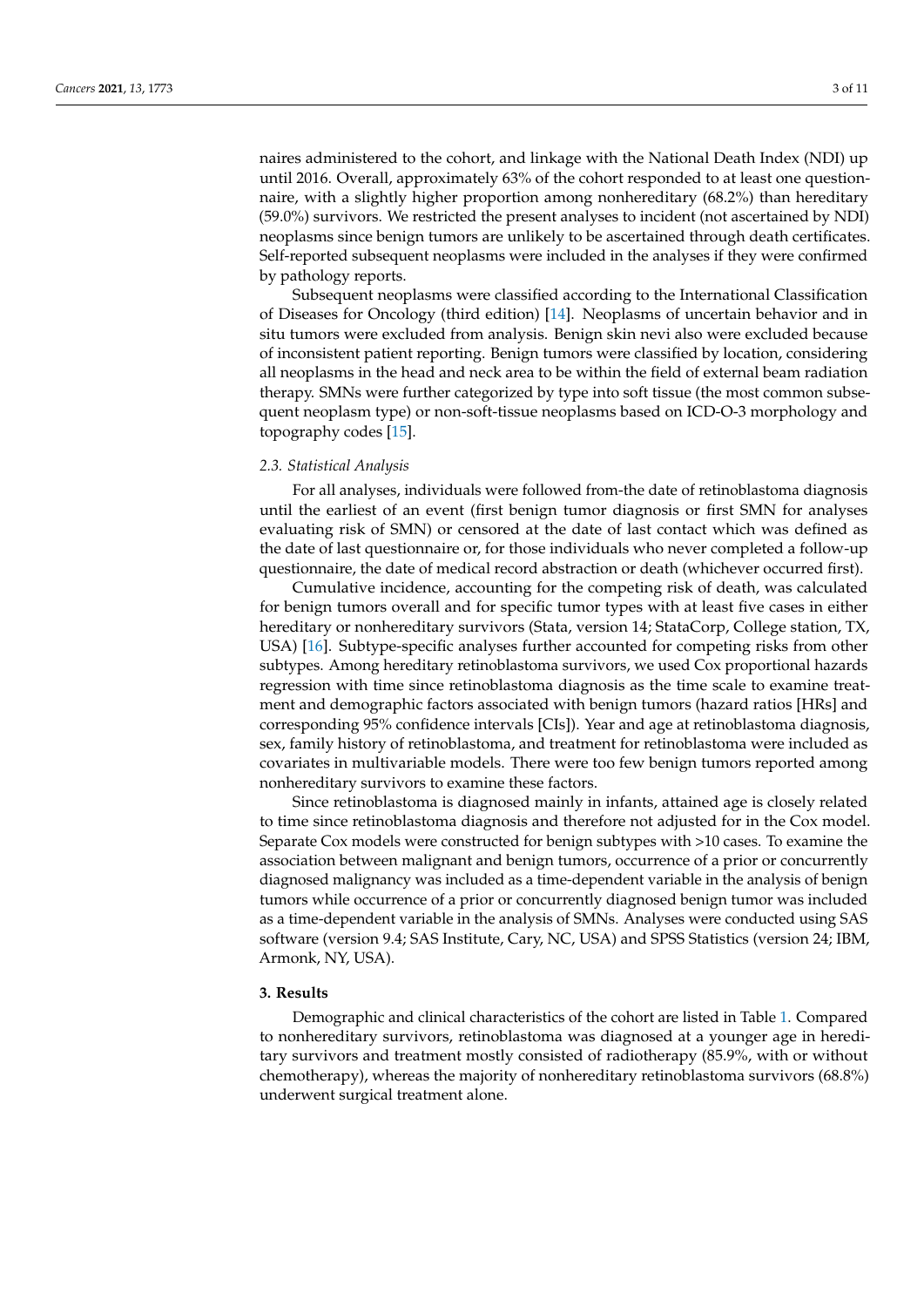naires administered to the cohort, and linkage with the National Death Index (NDI) up until 2016. Overall, approximately 63% of the cohort responded to at least one questionnaire, with a slightly higher proportion among nonhereditary (68.2%) than hereditary (59.0%) survivors. We restricted the present analyses to incident (not ascertained by NDI) neoplasms since benign tumors are unlikely to be ascertained through death certificates. Self-reported subsequent neoplasms were included in the analyses if they were confirmed by pathology reports.

Subsequent neoplasms were classified according to the International Classification of Diseases for Oncology (third edition) [14]. Neoplasms of uncertain behavior and in situ tumors were excluded from analysis. Benign skin nevi also were excluded because of inconsistent patient reporting. Benign tumors were classified by location, considering all neoplasms in the head and neck area to be within the field of external beam radiation therapy. SMNs were further categorized by type into soft tissue (the most common subsequent neoplasm type) or non-soft-tissue neoplasms based on ICD-O-3 morphology and topography codes [15].

### *2.3. Statistical Analysis*

For all analyses, individuals were followed from-the date of retinoblastoma diagnosis until the earliest of an event (first benign tumor diagnosis or first SMN for analyses evaluating risk of SMN) or censored at the date of last contact which was defined as the date of last questionnaire or, for those individuals who never completed a follow-up questionnaire, the date of medical record abstraction or death (whichever occurred first).

Cumulative incidence, accounting for the competing risk of death, was calculated for benign tumors overall and for specific tumor types with at least five cases in either hereditary or nonhereditary survivors (Stata, version 14; StataCorp, College station, TX, USA) [16]. Subtype-specific analyses further accounted for competing risks from other subtypes. Among hereditary retinoblastoma survivors, we used Cox proportional hazards regression with time since retinoblastoma diagnosis as the time scale to examine treatment and demographic factors associated with benign tumors (hazard ratios [HRs] and corresponding 95% confidence intervals [CIs]). Year and age at retinoblastoma diagnosis, sex, family history of retinoblastoma, and treatment for retinoblastoma were included as covariates in multivariable models. There were too few benign tumors reported among nonhereditary survivors to examine these factors.

Since retinoblastoma is diagnosed mainly in infants, attained age is closely related to time since retinoblastoma diagnosis and therefore not adjusted for in the Cox model. Separate Cox models were constructed for benign subtypes with >10 cases. To examine the association between malignant and benign tumors, occurrence of a prior or concurrently diagnosed malignancy was included as a time-dependent variable in the analysis of benign tumors while occurrence of a prior or concurrently diagnosed benign tumor was included as a time-dependent variable in the analysis of SMNs. Analyses were conducted using SAS software (version 9.4; SAS Institute, Cary, NC, USA) and SPSS Statistics (version 24; IBM, Armonk, NY, USA).

## 3. Results

Demographic and clinical characteristics of the cohort are listed in Table 1. Compared to nonhereditary survivors, retinoblastoma was diagnosed at a younger age in hereditary survivors and treatment mostly consisted of radiotherapy (85.9%, with or without chemotherapy), whereas the majority of nonhereditary retinoblastoma survivors (68.8%) underwent surgical treatment alone.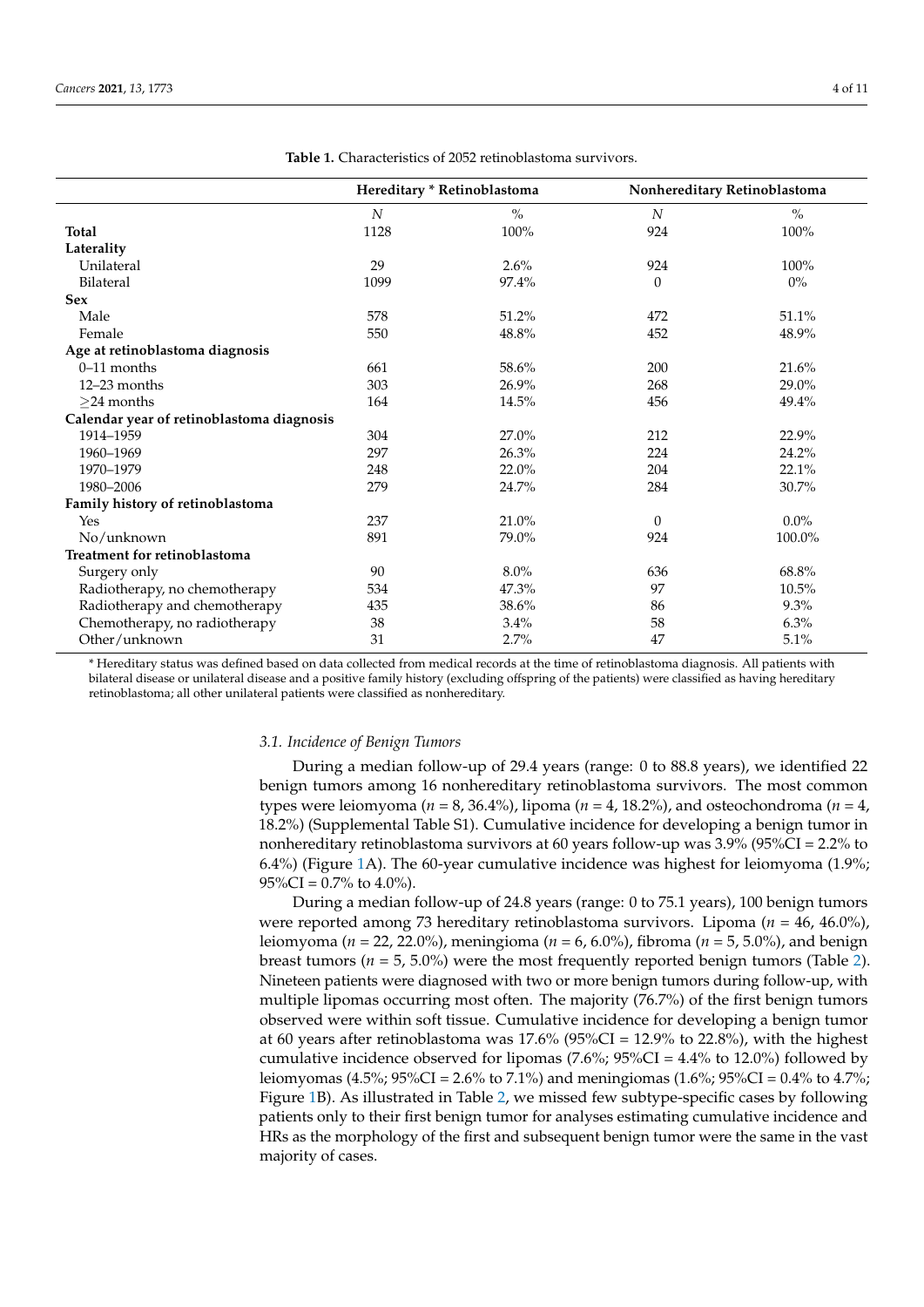**Table 1.** Characteristics of 2052 retinoblastoma survivors.

| | Hereditary * Retinoblastoma | | Nonhereditary Retinoblastoma | |
|---|---|---|---|---|
| | *N* | % | *N* | % |
| **Total** | 1128 | 100% | 924 | 100% |
| **Laterality** | | | | |
| Unilateral | 29 | 2.6% | 924 | 100% |
| Bilateral | 1099 | 97.4% | 0 | 0% |
| **Sex** | | | | |
| Male | 578 | 51.2% | 472 | 51.1% |
| Female | 550 | 48.8% | 452 | 48.9% |
| **Age at retinoblastoma diagnosis** | | | | |
| 0–11 months | 661 | 58.6% | 200 | 21.6% |
| 12–23 months | 303 | 26.9% | 268 | 29.0% |
| ≥24 months | 164 | 14.5% | 456 | 49.4% |
| **Calendar year of retinoblastoma diagnosis** | | | | |
| 1914–1959 | 304 | 27.0% | 212 | 22.9% |
| 1960–1969 | 297 | 26.3% | 224 | 24.2% |
| 1970–1979 | 248 | 22.0% | 204 | 22.1% |
| 1980–2006 | 279 | 24.7% | 284 | 30.7% |
| **Family history of retinoblastoma** | | | | |
| Yes | 237 | 21.0% | 0 | 0.0% |
| No/unknown | 891 | 79.0% | 924 | 100.0% |
| **Treatment for retinoblastoma** | | | | |
| Surgery only | 90 | 8.0% | 636 | 68.8% |
| Radiotherapy, no chemotherapy | 534 | 47.3% | 97 | 10.5% |
| Radiotherapy and chemotherapy | 435 | 38.6% | 86 | 9.3% |
| Chemotherapy, no radiotherapy | 38 | 3.4% | 58 | 6.3% |
| Other/unknown | 31 | 2.7% | 47 | 5.1% |

\* Hereditary status was defined based on data collected from medical records at the time of retinoblastoma diagnosis. All patients with bilateral disease or unilateral disease and a positive family history (excluding offspring of the patients) were classified as having hereditary retinoblastoma; all other unilateral patients were classified as nonhereditary.

### *3.1. Incidence of Benign Tumors*

During a median follow-up of 29.4 years (range: 0 to 88.8 years), we identified 22 benign tumors among 16 nonhereditary retinoblastoma survivors. The most common types were leiomyoma ($n$ = 8, 36.4%), lipoma ($n$ = 4, 18.2%), and osteochondroma ($n$ = 4, 18.2%) (Supplemental Table S1). Cumulative incidence for developing a benign tumor in nonhereditary retinoblastoma survivors at 60 years follow-up was 3.9% (95%CI = 2.2% to 6.4%) (Figure 1A). The 60-year cumulative incidence was highest for leiomyoma (1.9%; 95%CI = 0.7% to 4.0%).

During a median follow-up of 24.8 years (range: 0 to 75.1 years), 100 benign tumors were reported among 73 hereditary retinoblastoma survivors. Lipoma ($n$ = 46, 46.0%), leiomyoma ($n$ = 22, 22.0%), meningioma ($n$ = 6, 6.0%), fibroma ($n$ = 5, 5.0%), and benign breast tumors ($n$ = 5, 5.0%) were the most frequently reported benign tumors (Table 2). Nineteen patients were diagnosed with two or more benign tumors during follow-up, with multiple lipomas occurring most often. The majority (76.7%) of the first benign tumors observed were within soft tissue. Cumulative incidence for developing a benign tumor at 60 years after retinoblastoma was 17.6% (95%CI = 12.9% to 22.8%), with the highest cumulative incidence observed for lipomas (7.6%; 95%CI = 4.4% to 12.0%) followed by leiomyomas (4.5%; 95%CI = 2.6% to 7.1%) and meningiomas (1.6%; 95%CI = 0.4% to 4.7%; Figure 1B). As illustrated in Table 2, we missed few subtype-specific cases by following patients only to their first benign tumor for analyses estimating cumulative incidence and HRs as the morphology of the first and subsequent benign tumor were the same in the vast majority of cases.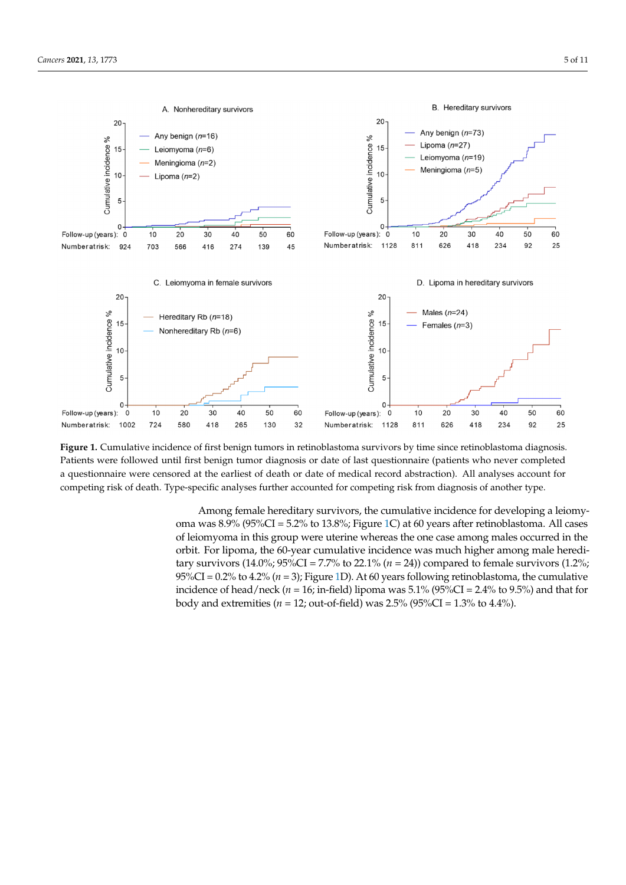**Figure 1.** Cumulative incidence of first benign tumors in retinoblastoma survivors by time since retinoblastoma diagnosis. Patients were followed until first benign tumor diagnosis or date of last questionnaire (patients who never completed a questionnaire were censored at the earliest of death or date of medical record abstraction). All analyses account for competing risk of death. Type-specific analyses further accounted for competing risk from diagnosis of another type.

Among female hereditary survivors, the cumulative incidence for developing a leiomyoma was 8.9% (95%CI = 5.2% to 13.8%; Figure 1C) at 60 years after retinoblastoma. All cases of leiomyoma in this group were uterine whereas the one case among males occurred in the orbit. For lipoma, the 60-year cumulative incidence was much higher among male hereditary survivors (14.0%; 95%CI = 7.7% to 22.1% ($n$ = 24)) compared to female survivors (1.2%; 95%CI = 0.2% to 4.2% ($n$ = 3); Figure 1D). At 60 years following retinoblastoma, the cumulative incidence of head/neck ($n$ = 16; in-field) lipoma was 5.1% (95%CI = 2.4% to 9.5%) and that for body and extremities ($n$ = 12; out-of-field) was 2.5% (95%CI = 1.3% to 4.4%).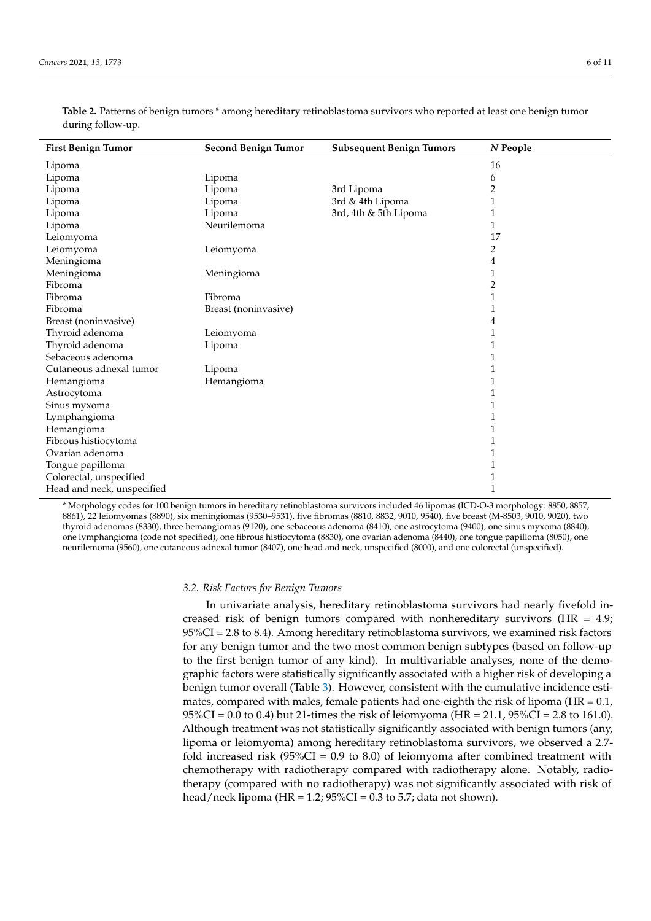**Table 2.** Patterns of benign tumors * among hereditary retinoblastoma survivors who reported at least one benign tumor during follow-up.

| First Benign Tumor | Second Benign Tumor | Subsequent Benign Tumors | *N* People |
|---|---|---|---|
| Lipoma | | | 16 |
| Lipoma | Lipoma | | 6 |
| Lipoma | Lipoma | 3rd Lipoma | 2 |
| Lipoma | Lipoma | 3rd & 4th Lipoma | 1 |
| Lipoma | Lipoma | 3rd, 4th & 5th Lipoma | 1 |
| Lipoma | Neurilemoma | | 1 |
| Leiomyoma | | | 17 |
| Leiomyoma | Leiomyoma | | 2 |
| Meningioma | | | 4 |
| Meningioma | Meningioma | | 1 |
| Fibroma | | | 2 |
| Fibroma | Fibroma | | 1 |
| Fibroma | Breast (noninvasive) | | 1 |
| Breast (noninvasive) | | | 4 |
| Thyroid adenoma | Leiomyoma | | 1 |
| Thyroid adenoma | Lipoma | | 1 |
| Sebaceous adenoma | | | 1 |
| Cutaneous adnexal tumor | Lipoma | | 1 |
| Hemangioma | Hemangioma | | 1 |
| Astrocytoma | | | 1 |
| Sinus myxoma | | | 1 |
| Lymphangioma | | | 1 |
| Hemangioma | | | 1 |
| Fibrous histiocytoma | | | 1 |
| Ovarian adenoma | | | 1 |
| Tongue papilloma | | | 1 |
| Colorectal, unspecified | | | 1 |
| Head and neck, unspecified | | | 1 |

* Morphology codes for 100 benign tumors in hereditary retinoblastoma survivors included 46 lipomas (ICD-O-3 morphology: 8850, 8857, 8861), 22 leiomyomas (8890), six meningiomas (9530–9531), five fibromas (8810, 8832, 9010, 9540), five breast (M-8503, 9010, 9020), two thyroid adenomas (8330), three hemangiomas (9120), one sebaceous adenoma (8410), one astrocytoma (9400), one sinus myxoma (8840), one lymphangioma (code not specified), one fibrous histiocytoma (8830), one ovarian adenoma (8440), one tongue papilloma (8050), one neurilemoma (9560), one cutaneous adnexal tumor (8407), one head and neck, unspecified (8000), and one colorectal (unspecified).

### *3.2. Risk Factors for Benign Tumors*

In univariate analysis, hereditary retinoblastoma survivors had nearly fivefold increased risk of benign tumors compared with nonhereditary survivors (HR = 4.9; 95%CI = 2.8 to 8.4). Among hereditary retinoblastoma survivors, we examined risk factors for any benign tumor and the two most common benign subtypes (based on follow-up to the first benign tumor of any kind). In multivariable analyses, none of the demographic factors were statistically significantly associated with a higher risk of developing a benign tumor overall (Table 3). However, consistent with the cumulative incidence estimates, compared with males, female patients had one-eighth the risk of lipoma (HR = 0.1, 95%CI = 0.0 to 0.4) but 21-times the risk of leiomyoma (HR = 21.1, 95%CI = 2.8 to 161.0). Although treatment was not statistically significantly associated with benign tumors (any, lipoma or leiomyoma) among hereditary retinoblastoma survivors, we observed a 2.7-fold increased risk (95%CI = 0.9 to 8.0) of leiomyoma after combined treatment with chemotherapy with radiotherapy compared with radiotherapy alone. Notably, radiotherapy (compared with no radiotherapy) was not significantly associated with risk of head/neck lipoma (HR = 1.2; 95%CI = 0.3 to 5.7; data not shown).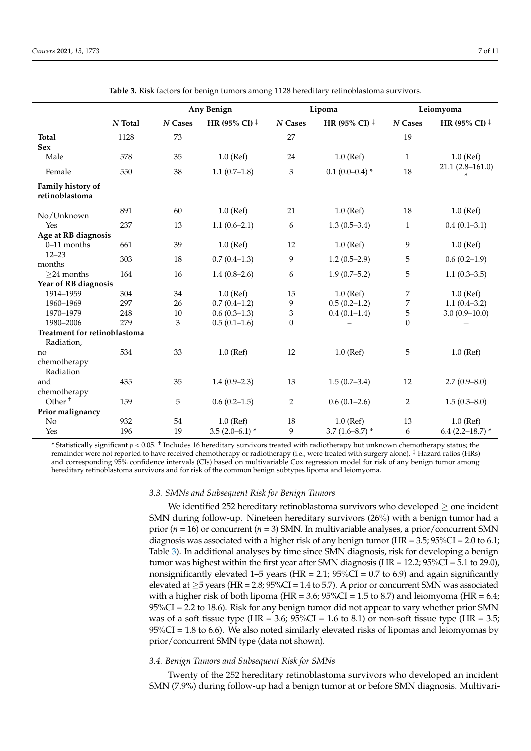**Table 3.** Risk factors for benign tumors among 1128 hereditary retinoblastoma survivors.

| | | Any Benign | | Lipoma | | Leiomyoma | |
|---|---|---|---|---|---|---|---|
| | *N* Total | *N* Cases | HR (95% CI) ‡ | *N* Cases | HR (95% CI) ‡ | *N* Cases | HR (95% CI) ‡ |
| **Total** | 1128 | 73 | | 27 | | 19 | |
| **Sex** | | | | | | | |
| Male | 578 | 35 | 1.0 (Ref) | 24 | 1.0 (Ref) | 1 | 1.0 (Ref) |
| Female | 550 | 38 | 1.1 (0.7–1.8) | 3 | 0.1 (0.0–0.4) * | 18 | 21.1 (2.8–161.0) * |
| **Family history of retinoblastoma** | | | | | | | |
| No/Unknown | 891 | 60 | 1.0 (Ref) | 21 | 1.0 (Ref) | 18 | 1.0 (Ref) |
| Yes | 237 | 13 | 1.1 (0.6–2.1) | 6 | 1.3 (0.5–3.4) | 1 | 0.4 (0.1–3.1) |
| **Age at RB diagnosis** | | | | | | | |
| 0–11 months | 661 | 39 | 1.0 (Ref) | 12 | 1.0 (Ref) | 9 | 1.0 (Ref) |
| 12–23 months | 303 | 18 | 0.7 (0.4–1.3) | 9 | 1.2 (0.5–2.9) | 5 | 0.6 (0.2–1.9) |
| ≥24 months | 164 | 16 | 1.4 (0.8–2.6) | 6 | 1.9 (0.7–5.2) | 5 | 1.1 (0.3–3.5) |
| **Year of RB diagnosis** | | | | | | | |
| 1914–1959 | 304 | 34 | 1.0 (Ref) | 15 | 1.0 (Ref) | 7 | 1.0 (Ref) |
| 1960–1969 | 297 | 26 | 0.7 (0.4–1.2) | 9 | 0.5 (0.2–1.2) | 7 | 1.1 (0.4–3.2) |
| 1970–1979 | 248 | 10 | 0.6 (0.3–1.3) | 3 | 0.4 (0.1–1.4) | 5 | 3.0 (0.9–10.0) |
| 1980–2006 | 279 | 3 | 0.5 (0.1–1.6) | 0 | – | 0 | – |
| **Treatment for retinoblastoma** | | | | | | | |
| Radiation, no chemotherapy | 534 | 33 | 1.0 (Ref) | 12 | 1.0 (Ref) | 5 | 1.0 (Ref) |
| Radiation and chemotherapy | 435 | 35 | 1.4 (0.9–2.3) | 13 | 1.5 (0.7–3.4) | 12 | 2.7 (0.9–8.0) |
| Other † | 159 | 5 | 0.6 (0.2–1.5) | 2 | 0.6 (0.1–2.6) | 2 | 1.5 (0.3–8.0) |
| **Prior malignancy** | | | | | | | |
| No | 932 | 54 | 1.0 (Ref) | 18 | 1.0 (Ref) | 13 | 1.0 (Ref) |
| Yes | 196 | 19 | 3.5 (2.0–6.1) * | 9 | 3.7 (1.6–8.7) * | 6 | 6.4 (2.2–18.7) * |

* Statistically significant $p < 0.05$. † Includes 16 hereditary survivors treated with radiotherapy but unknown chemotherapy status; the remainder were not reported to have received chemotherapy or radiotherapy (i.e., were treated with surgery alone). ‡ Hazard ratios (HRs) and corresponding 95% confidence intervals (CIs) based on multivariable Cox regression model for risk of any benign tumor among hereditary retinoblastoma survivors and for risk of the common benign subtypes lipoma and leiomyoma.

### *3.3. SMNs and Subsequent Risk for Benign Tumors*

We identified 252 hereditary retinoblastoma survivors who developed ≥ one incident SMN during follow-up. Nineteen hereditary survivors (26%) with a benign tumor had a prior ($n$ = 16) or concurrent ($n$ = 3) SMN. In multivariable analyses, a prior/concurrent SMN diagnosis was associated with a higher risk of any benign tumor (HR = 3.5; 95%CI = 2.0 to 6.1; Table 3). In additional analyses by time since SMN diagnosis, risk for developing a benign tumor was highest within the first year after SMN diagnosis (HR = 12.2; 95%CI = 5.1 to 29.0), nonsignificantly elevated 1–5 years (HR = 2.1; 95%CI = 0.7 to 6.9) and again significantly elevated at ≥5 years (HR = 2.8; 95%CI = 1.4 to 5.7). A prior or concurrent SMN was associated with a higher risk of both lipoma (HR = 3.6; 95%CI = 1.5 to 8.7) and leiomyoma (HR = 6.4; 95%CI = 2.2 to 18.6). Risk for any benign tumor did not appear to vary whether prior SMN was of a soft tissue type (HR = 3.6; 95%CI = 1.6 to 8.1) or non-soft tissue type (HR = 3.5; 95%CI = 1.8 to 6.6). We also noted similarly elevated risks of lipomas and leiomyomas by prior/concurrent SMN type (data not shown).

### *3.4. Benign Tumors and Subsequent Risk for SMNs*

Twenty of the 252 hereditary retinoblastoma survivors who developed an incident SMN (7.9%) during follow-up had a benign tumor at or before SMN diagnosis. Multivari-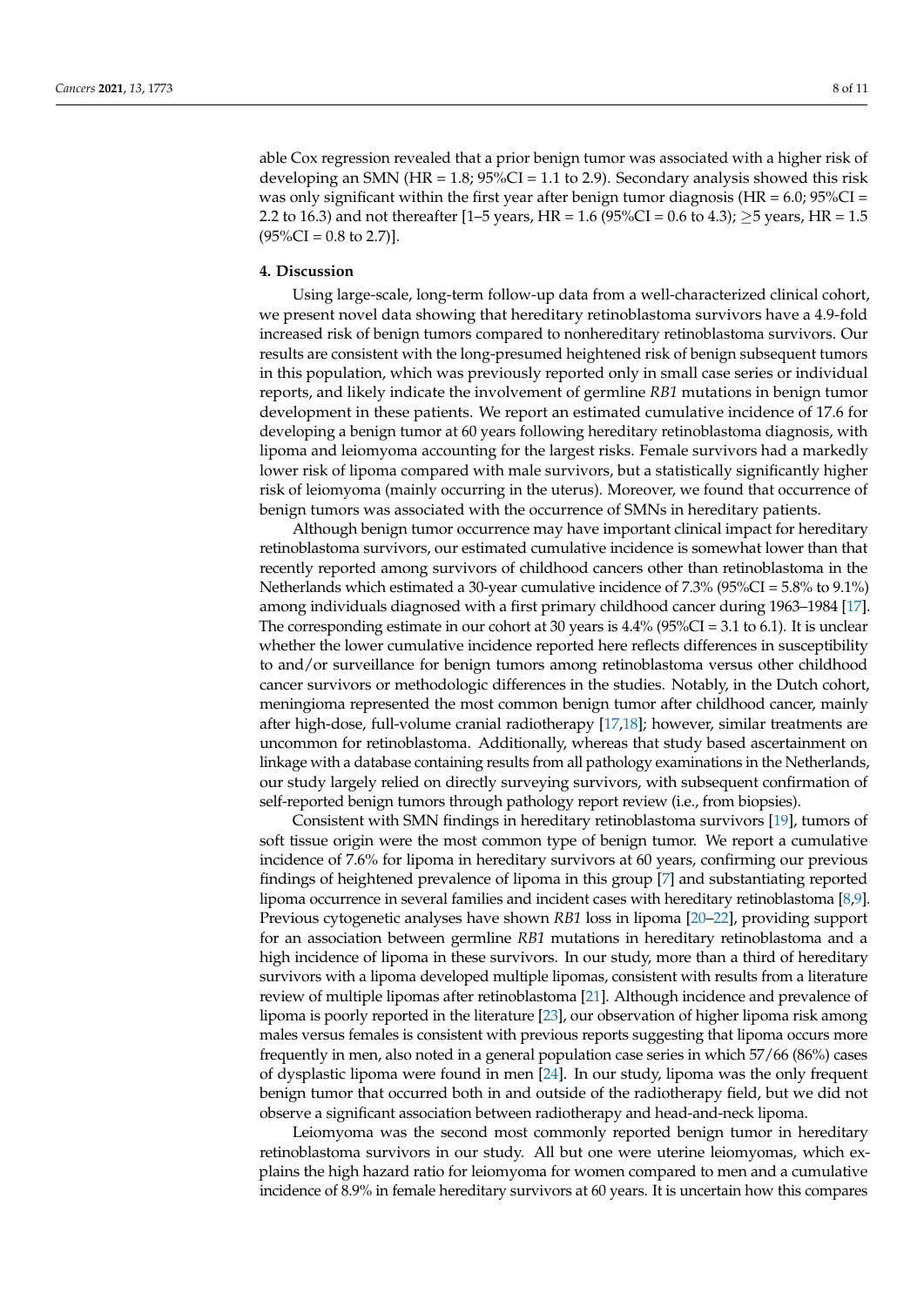able Cox regression revealed that a prior benign tumor was associated with a higher risk of developing an SMN (HR = 1.8; 95%CI = 1.1 to 2.9). Secondary analysis showed this risk was only significant within the first year after benign tumor diagnosis (HR = 6.0; 95%CI = 2.2 to 16.3) and not thereafter [1–5 years, HR = 1.6 (95%CI = 0.6 to 4.3); ≥5 years, HR = 1.5 (95%CI = 0.8 to 2.7)].

## 4. Discussion

Using large-scale, long-term follow-up data from a well-characterized clinical cohort, we present novel data showing that hereditary retinoblastoma survivors have a 4.9-fold increased risk of benign tumors compared to nonhereditary retinoblastoma survivors. Our results are consistent with the long-presumed heightened risk of benign subsequent tumors in this population, which was previously reported only in small case series or individual reports, and likely indicate the involvement of germline *RB1* mutations in benign tumor development in these patients. We report an estimated cumulative incidence of 17.6 for developing a benign tumor at 60 years following hereditary retinoblastoma diagnosis, with lipoma and leiomyoma accounting for the largest risks. Female survivors had a markedly lower risk of lipoma compared with male survivors, but a statistically significantly higher risk of leiomyoma (mainly occurring in the uterus). Moreover, we found that occurrence of benign tumors was associated with the occurrence of SMNs in hereditary patients.

Although benign tumor occurrence may have important clinical impact for hereditary retinoblastoma survivors, our estimated cumulative incidence is somewhat lower than that recently reported among survivors of childhood cancers other than retinoblastoma in the Netherlands which estimated a 30-year cumulative incidence of 7.3% (95%CI = 5.8% to 9.1%) among individuals diagnosed with a first primary childhood cancer during 1963–1984 [17]. The corresponding estimate in our cohort at 30 years is 4.4% (95%CI = 3.1 to 6.1). It is unclear whether the lower cumulative incidence reported here reflects differences in susceptibility to and/or surveillance for benign tumors among retinoblastoma versus other childhood cancer survivors or methodologic differences in the studies. Notably, in the Dutch cohort, meningioma represented the most common benign tumor after childhood cancer, mainly after high-dose, full-volume cranial radiotherapy [17,18]; however, similar treatments are uncommon for retinoblastoma. Additionally, whereas that study based ascertainment on linkage with a database containing results from all pathology examinations in the Netherlands, our study largely relied on directly surveying survivors, with subsequent confirmation of self-reported benign tumors through pathology report review (i.e., from biopsies).

Consistent with SMN findings in hereditary retinoblastoma survivors [19], tumors of soft tissue origin were the most common type of benign tumor. We report a cumulative incidence of 7.6% for lipoma in hereditary survivors at 60 years, confirming our previous findings of heightened prevalence of lipoma in this group [7] and substantiating reported lipoma occurrence in several families and incident cases with hereditary retinoblastoma [8,9]. Previous cytogenetic analyses have shown *RB1* loss in lipoma [20–22], providing support for an association between germline *RB1* mutations in hereditary retinoblastoma and a high incidence of lipoma in these survivors. In our study, more than a third of hereditary survivors with a lipoma developed multiple lipomas, consistent with results from a literature review of multiple lipomas after retinoblastoma [21]. Although incidence and prevalence of lipoma is poorly reported in the literature [23], our observation of higher lipoma risk among males versus females is consistent with previous reports suggesting that lipoma occurs more frequently in men, also noted in a general population case series in which 57/66 (86%) cases of dysplastic lipoma were found in men [24]. In our study, lipoma was the only frequent benign tumor that occurred both in and outside of the radiotherapy field, but we did not observe a significant association between radiotherapy and head-and-neck lipoma.

Leiomyoma was the second most commonly reported benign tumor in hereditary retinoblastoma survivors in our study. All but one were uterine leiomyomas, which explains the high hazard ratio for leiomyoma for women compared to men and a cumulative incidence of 8.9% in female hereditary survivors at 60 years. It is uncertain how this compares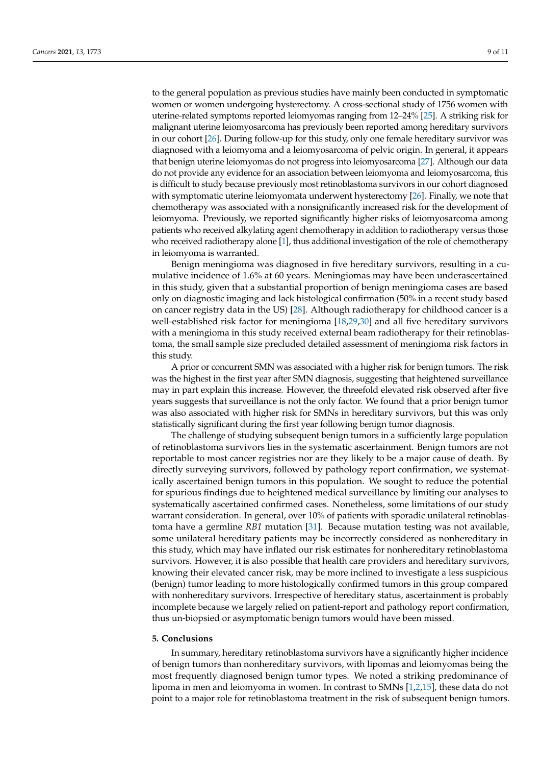to the general population as previous studies have mainly been conducted in symptomatic women or women undergoing hysterectomy. A cross-sectional study of 1756 women with uterine-related symptoms reported leiomyomas ranging from 12–24% [25]. A striking risk for malignant uterine leiomyosarcoma has previously been reported among hereditary survivors in our cohort [26]. During follow-up for this study, only one female hereditary survivor was diagnosed with a leiomyoma and a leiomyosarcoma of pelvic origin. In general, it appears that benign uterine leiomyomas do not progress into leiomyosarcoma [27]. Although our data do not provide any evidence for an association between leiomyoma and leiomyosarcoma, this is difficult to study because previously most retinoblastoma survivors in our cohort diagnosed with symptomatic uterine leiomyomata underwent hysterectomy [26]. Finally, we note that chemotherapy was associated with a nonsignificantly increased risk for the development of leiomyoma. Previously, we reported significantly higher risks of leiomyosarcoma among patients who received alkylating agent chemotherapy in addition to radiotherapy versus those who received radiotherapy alone [1], thus additional investigation of the role of chemotherapy in leiomyoma is warranted.

Benign meningioma was diagnosed in five hereditary survivors, resulting in a cumulative incidence of 1.6% at 60 years. Meningiomas may have been underascertained in this study, given that a substantial proportion of benign meningioma cases are based only on diagnostic imaging and lack histological confirmation (50% in a recent study based on cancer registry data in the US) [28]. Although radiotherapy for childhood cancer is a well-established risk factor for meningioma [18,29,30] and all five hereditary survivors with a meningioma in this study received external beam radiotherapy for their retinoblastoma, the small sample size precluded detailed assessment of meningioma risk factors in this study.

A prior or concurrent SMN was associated with a higher risk for benign tumors. The risk was the highest in the first year after SMN diagnosis, suggesting that heightened surveillance may in part explain this increase. However, the threefold elevated risk observed after five years suggests that surveillance is not the only factor. We found that a prior benign tumor was also associated with higher risk for SMNs in hereditary survivors, but this was only statistically significant during the first year following benign tumor diagnosis.

The challenge of studying subsequent benign tumors in a sufficiently large population of retinoblastoma survivors lies in the systematic ascertainment. Benign tumors are not reportable to most cancer registries nor are they likely to be a major cause of death. By directly surveying survivors, followed by pathology report confirmation, we systematically ascertained benign tumors in this population. We sought to reduce the potential for spurious findings due to heightened medical surveillance by limiting our analyses to systematically ascertained confirmed cases. Nonetheless, some limitations of our study warrant consideration. In general, over 10% of patients with sporadic unilateral retinoblastoma have a germline *RB1* mutation [31]. Because mutation testing was not available, some unilateral hereditary patients may be incorrectly considered as nonhereditary in this study, which may have inflated our risk estimates for nonhereditary retinoblastoma survivors. However, it is also possible that health care providers and hereditary survivors, knowing their elevated cancer risk, may be more inclined to investigate a less suspicious (benign) tumor leading to more histologically confirmed tumors in this group compared with nonhereditary survivors. Irrespective of hereditary status, ascertainment is probably incomplete because we largely relied on patient-report and pathology report confirmation, thus un-biopsied or asymptomatic benign tumors would have been missed.

## 5. Conclusions

In summary, hereditary retinoblastoma survivors have a significantly higher incidence of benign tumors than nonhereditary survivors, with lipomas and leiomyomas being the most frequently diagnosed benign tumor types. We noted a striking predominance of lipoma in men and leiomyoma in women. In contrast to SMNs [1,2,15], these data do not point to a major role for retinoblastoma treatment in the risk of subsequent benign tumors.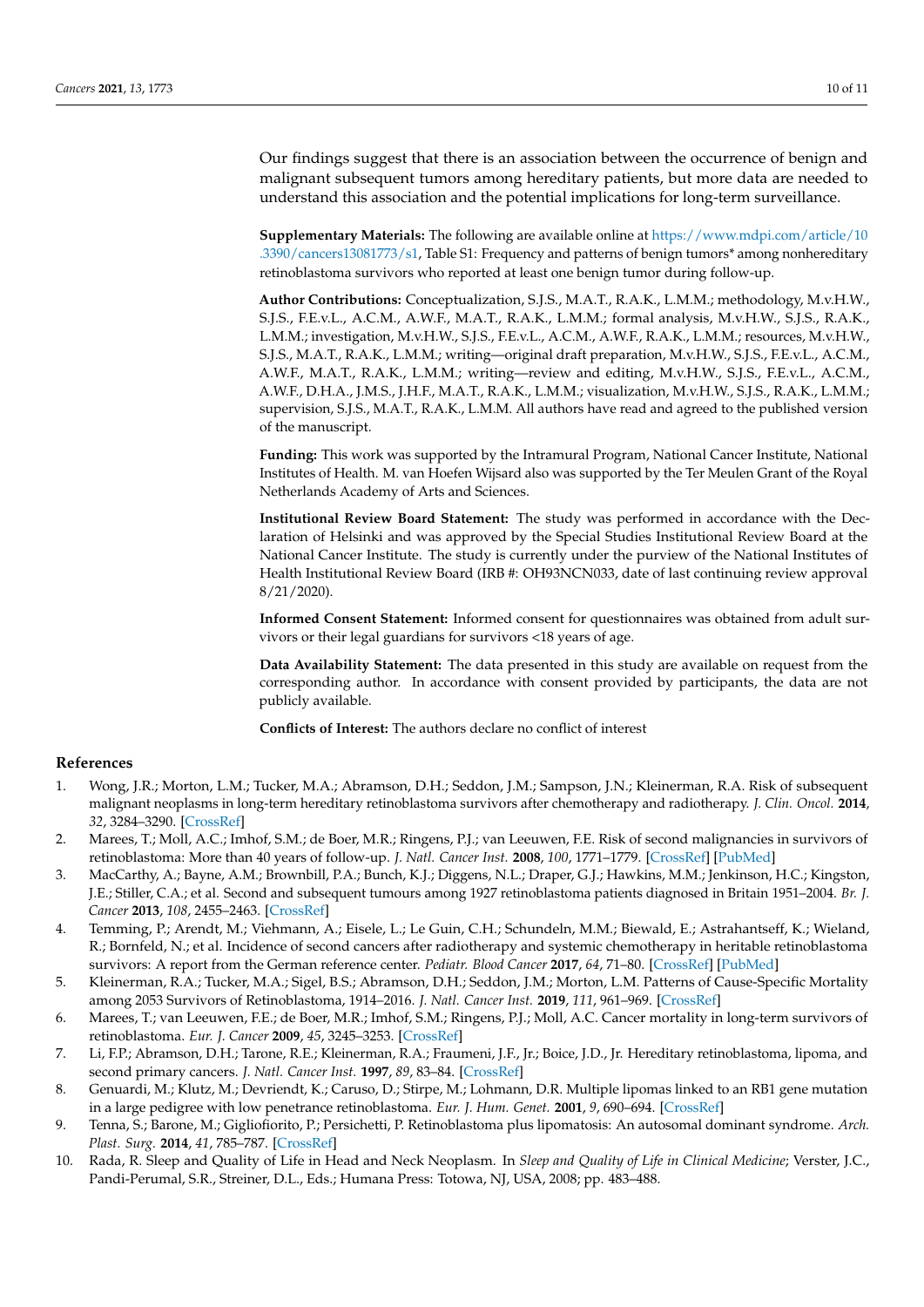Our findings suggest that there is an association between the occurrence of benign and malignant subsequent tumors among hereditary patients, but more data are needed to understand this association and the potential implications for long-term surveillance.

**Supplementary Materials:** The following are available online at https://www.mdpi.com/article/10.3390/cancers13081773/s1, Table S1: Frequency and patterns of benign tumors* among nonhereditary retinoblastoma survivors who reported at least one benign tumor during follow-up.

**Author Contributions:** Conceptualization, S.J.S., M.A.T., R.A.K., L.M.M.; methodology, M.v.H.W., S.J.S., F.E.v.L., A.C.M., A.W.F., M.A.T., R.A.K., L.M.M.; formal analysis, M.v.H.W., S.J.S., R.A.K., L.M.M.; investigation, M.v.H.W., S.J.S., F.E.v.L., A.C.M., A.W.F., R.A.K., L.M.M.; resources, M.v.H.W., S.J.S., M.A.T., R.A.K., L.M.M.; writing—original draft preparation, M.v.H.W., S.J.S., F.E.v.L., A.C.M., A.W.F., M.A.T., R.A.K., L.M.M.; writing—review and editing, M.v.H.W., S.J.S., F.E.v.L., A.C.M., A.W.F., D.H.A., J.M.S., J.H.F., M.A.T., R.A.K., L.M.M.; visualization, M.v.H.W., S.J.S., R.A.K., L.M.M.; supervision, S.J.S., M.A.T., R.A.K., L.M.M. All authors have read and agreed to the published version of the manuscript.

**Funding:** This work was supported by the Intramural Program, National Cancer Institute, National Institutes of Health. M. van Hoefen Wijsard also was supported by the Ter Meulen Grant of the Royal Netherlands Academy of Arts and Sciences.

**Institutional Review Board Statement:** The study was performed in accordance with the Declaration of Helsinki and was approved by the Special Studies Institutional Review Board at the National Cancer Institute. The study is currently under the purview of the National Institutes of Health Institutional Review Board (IRB #: OH93NCN033, date of last continuing review approval 8/21/2020).

**Informed Consent Statement:** Informed consent for questionnaires was obtained from adult survivors or their legal guardians for survivors <18 years of age.

**Data Availability Statement:** The data presented in this study are available on request from the corresponding author. In accordance with consent provided by participants, the data are not publicly available.

**Conflicts of Interest:** The authors declare no conflict of interest

## References

1. Wong, J.R.; Morton, L.M.; Tucker, M.A.; Abramson, D.H.; Seddon, J.M.; Sampson, J.N.; Kleinerman, R.A. Risk of subsequent malignant neoplasms in long-term hereditary retinoblastoma survivors after chemotherapy and radiotherapy. *J. Clin. Oncol.* **2014**, *32*, 3284–3290. [CrossRef]
2. Marees, T.; Moll, A.C.; Imhof, S.M.; de Boer, M.R.; Ringens, P.J.; van Leeuwen, F.E. Risk of second malignancies in survivors of retinoblastoma: More than 40 years of follow-up. *J. Natl. Cancer Inst.* **2008**, *100*, 1771–1779. [CrossRef] [PubMed]
3. MacCarthy, A.; Bayne, A.M.; Brownbill, P.A.; Bunch, K.J.; Diggens, N.L.; Draper, G.J.; Hawkins, M.M.; Jenkinson, H.C.; Kingston, J.E.; Stiller, C.A.; et al. Second and subsequent tumours among 1927 retinoblastoma patients diagnosed in Britain 1951–2004. *Br. J. Cancer* **2013**, *108*, 2455–2463. [CrossRef]
4. Temming, P.; Arendt, M.; Viehmann, A.; Eisele, L.; Le Guin, C.H.; Schundeln, M.M.; Biewald, E.; Astrahantseff, K.; Wieland, R.; Bornfeld, N.; et al. Incidence of second cancers after radiotherapy and systemic chemotherapy in heritable retinoblastoma survivors: A report from the German reference center. *Pediatr. Blood Cancer* **2017**, *64*, 71–80. [CrossRef] [PubMed]
5. Kleinerman, R.A.; Tucker, M.A.; Sigel, B.S.; Abramson, D.H.; Seddon, J.M.; Morton, L.M. Patterns of Cause-Specific Mortality among 2053 Survivors of Retinoblastoma, 1914–2016. *J. Natl. Cancer Inst.* **2019**, *111*, 961–969. [CrossRef]
6. Marees, T.; van Leeuwen, F.E.; de Boer, M.R.; Imhof, S.M.; Ringens, P.J.; Moll, A.C. Cancer mortality in long-term survivors of retinoblastoma. *Eur. J. Cancer* **2009**, *45*, 3245–3253. [CrossRef]
7. Li, F.P.; Abramson, D.H.; Tarone, R.E.; Kleinerman, R.A.; Fraumeni, J.F., Jr.; Boice, J.D., Jr. Hereditary retinoblastoma, lipoma, and second primary cancers. *J. Natl. Cancer Inst.* **1997**, *89*, 83–84. [CrossRef]
8. Genuardi, M.; Klutz, M.; Devriendt, K.; Caruso, D.; Stirpe, M.; Lohmann, D.R. Multiple lipomas linked to an RB1 gene mutation in a large pedigree with low penetrance retinoblastoma. *Eur. J. Hum. Genet.* **2001**, *9*, 690–694. [CrossRef]
9. Tenna, S.; Barone, M.; Gigliofiorito, P.; Persichetti, P. Retinoblastoma plus lipomatosis: An autosomal dominant syndrome. *Arch. Plast. Surg.* **2014**, *41*, 785–787. [CrossRef]
10. Rada, R. Sleep and Quality of Life in Head and Neck Neoplasm. In *Sleep and Quality of Life in Clinical Medicine*; Verster, J.C., Pandi-Perumal, S.R., Streiner, D.L., Eds.; Humana Press: Totowa, NJ, USA, 2008; pp. 483–488.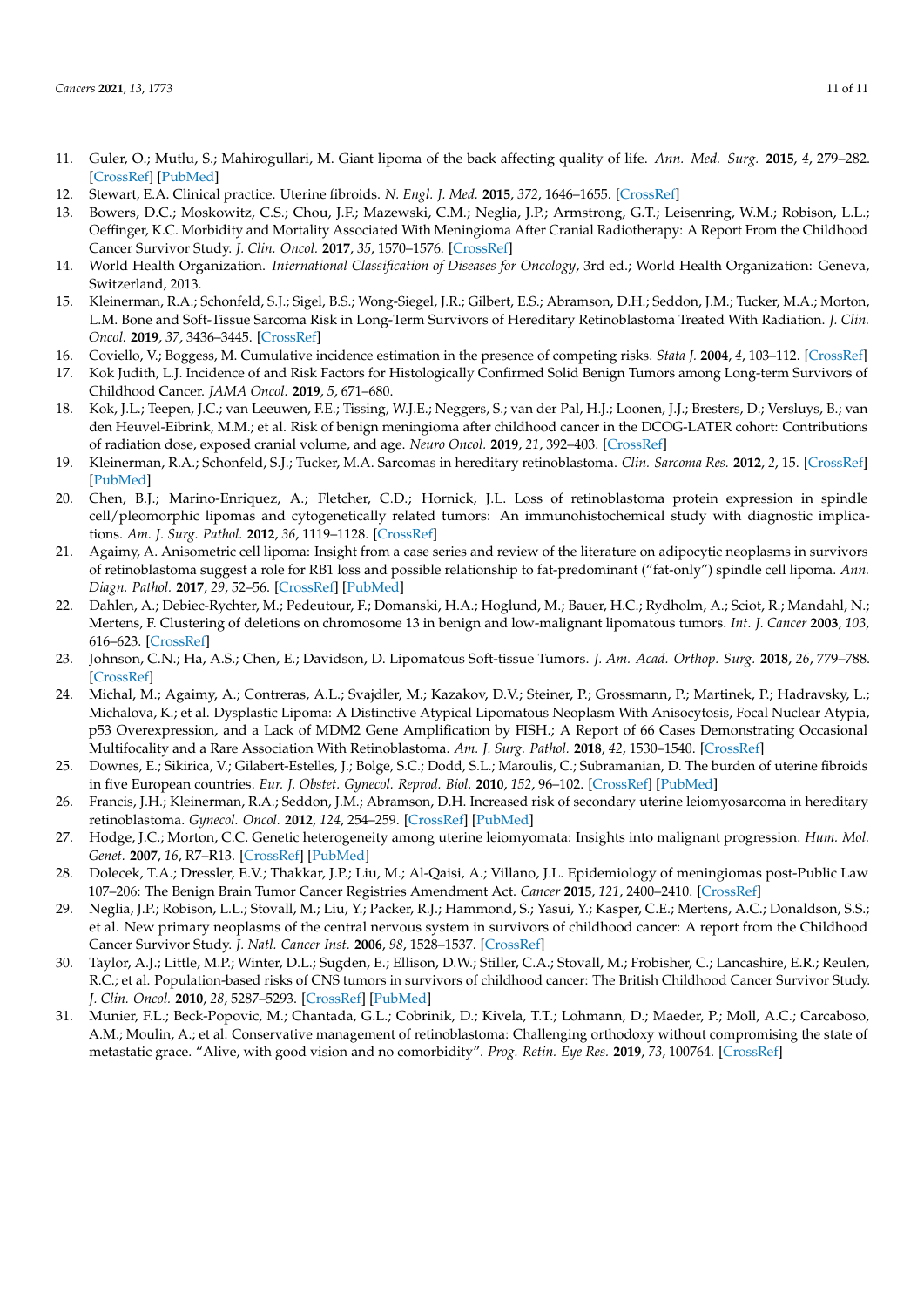11. Guler, O.; Mutlu, S.; Mahirogullari, M. Giant lipoma of the back affecting quality of life. *Ann. Med. Surg.* **2015**, *4*, 279–282. [CrossRef] [PubMed]
12. Stewart, E.A. Clinical practice. Uterine fibroids. *N. Engl. J. Med.* **2015**, *372*, 1646–1655. [CrossRef]
13. Bowers, D.C.; Moskowitz, C.S.; Chou, J.F.; Mazewski, C.M.; Neglia, J.P.; Armstrong, G.T.; Leisenring, W.M.; Robison, L.L.; Oeffinger, K.C. Morbidity and Mortality Associated With Meningioma After Cranial Radiotherapy: A Report From the Childhood Cancer Survivor Study. *J. Clin. Oncol.* **2017**, *35*, 1570–1576. [CrossRef]
14. World Health Organization. *International Classification of Diseases for Oncology*, 3rd ed.; World Health Organization: Geneva, Switzerland, 2013.
15. Kleinerman, R.A.; Schonfeld, S.J.; Sigel, B.S.; Wong-Siegel, J.R.; Gilbert, E.S.; Abramson, D.H.; Seddon, J.M.; Tucker, M.A.; Morton, L.M. Bone and Soft-Tissue Sarcoma Risk in Long-Term Survivors of Hereditary Retinoblastoma Treated With Radiation. *J. Clin. Oncol.* **2019**, *37*, 3436–3445. [CrossRef]
16. Coviello, V.; Boggess, M. Cumulative incidence estimation in the presence of competing risks. *Stata J.* **2004**, *4*, 103–112. [CrossRef]
17. Kok Judith, L.J. Incidence of and Risk Factors for Histologically Confirmed Solid Benign Tumors among Long-term Survivors of Childhood Cancer. *JAMA Oncol.* **2019**, *5*, 671–680.
18. Kok, J.L.; Teepen, J.C.; van Leeuwen, F.E.; Tissing, W.J.E.; Neggers, S.; van der Pal, H.J.; Loonen, J.J.; Bresters, D.; Versluys, B.; van den Heuvel-Eibrink, M.M.; et al. Risk of benign meningioma after childhood cancer in the DCOG-LATER cohort: Contributions of radiation dose, exposed cranial volume, and age. *Neuro Oncol.* **2019**, *21*, 392–403. [CrossRef]
19. Kleinerman, R.A.; Schonfeld, S.J.; Tucker, M.A. Sarcomas in hereditary retinoblastoma. *Clin. Sarcoma Res.* **2012**, *2*, 15. [CrossRef] [PubMed]
20. Chen, B.J.; Marino-Enriquez, A.; Fletcher, C.D.; Hornick, J.L. Loss of retinoblastoma protein expression in spindle cell/pleomorphic lipomas and cytogenetically related tumors: An immunohistochemical study with diagnostic implications. *Am. J. Surg. Pathol.* **2012**, *36*, 1119–1128. [CrossRef]
21. Agaimy, A. Anisometric cell lipoma: Insight from a case series and review of the literature on adipocytic neoplasms in survivors of retinoblastoma suggest a role for RB1 loss and possible relationship to fat-predominant ("fat-only") spindle cell lipoma. *Ann. Diagn. Pathol.* **2017**, *29*, 52–56. [CrossRef] [PubMed]
22. Dahlen, A.; Debiec-Rychter, M.; Pedeutour, F.; Domanski, H.A.; Hoglund, M.; Bauer, H.C.; Rydholm, A.; Sciot, R.; Mandahl, N.; Mertens, F. Clustering of deletions on chromosome 13 in benign and low-malignant lipomatous tumors. *Int. J. Cancer* **2003**, *103*, 616–623. [CrossRef]
23. Johnson, C.N.; Ha, A.S.; Chen, E.; Davidson, D. Lipomatous Soft-tissue Tumors. *J. Am. Acad. Orthop. Surg.* **2018**, *26*, 779–788. [CrossRef]
24. Michal, M.; Agaimy, A.; Contreras, A.L.; Svajdler, M.; Kazakov, D.V.; Steiner, P.; Grossmann, P.; Martinek, P.; Hadravsky, L.; Michalova, K.; et al. Dysplastic Lipoma: A Distinctive Atypical Lipomatous Neoplasm With Anisocytosis, Focal Nuclear Atypia, p53 Overexpression, and a Lack of MDM2 Gene Amplification by FISH.; A Report of 66 Cases Demonstrating Occasional Multifocality and a Rare Association With Retinoblastoma. *Am. J. Surg. Pathol.* **2018**, *42*, 1530–1540. [CrossRef]
25. Downes, E.; Sikirica, V.; Gilabert-Estelles, J.; Bolge, S.C.; Dodd, S.L.; Maroulis, C.; Subramanian, D. The burden of uterine fibroids in five European countries. *Eur. J. Obstet. Gynecol. Reprod. Biol.* **2010**, *152*, 96–102. [CrossRef] [PubMed]
26. Francis, J.H.; Kleinerman, R.A.; Seddon, J.M.; Abramson, D.H. Increased risk of secondary uterine leiomyosarcoma in hereditary retinoblastoma. *Gynecol. Oncol.* **2012**, *124*, 254–259. [CrossRef] [PubMed]
27. Hodge, J.C.; Morton, C.C. Genetic heterogeneity among uterine leiomyomata: Insights into malignant progression. *Hum. Mol. Genet.* **2007**, *16*, R7–R13. [CrossRef] [PubMed]
28. Dolecek, T.A.; Dressler, E.V.; Thakkar, J.P.; Liu, M.; Al-Qaisi, A.; Villano, J.L. Epidemiology of meningiomas post-Public Law 107–206: The Benign Brain Tumor Cancer Registries Amendment Act. *Cancer* **2015**, *121*, 2400–2410. [CrossRef]
29. Neglia, J.P.; Robison, L.L.; Stovall, M.; Liu, Y.; Packer, R.J.; Hammond, S.; Yasui, Y.; Kasper, C.E.; Mertens, A.C.; Donaldson, S.S.; et al. New primary neoplasms of the central nervous system in survivors of childhood cancer: A report from the Childhood Cancer Survivor Study. *J. Natl. Cancer Inst.* **2006**, *98*, 1528–1537. [CrossRef]
30. Taylor, A.J.; Little, M.P.; Winter, D.L.; Sugden, E.; Ellison, D.W.; Stiller, C.A.; Stovall, M.; Frobisher, C.; Lancashire, E.R.; Reulen, R.C.; et al. Population-based risks of CNS tumors in survivors of childhood cancer: The British Childhood Cancer Survivor Study. *J. Clin. Oncol.* **2010**, *28*, 5287–5293. [CrossRef] [PubMed]
31. Munier, F.L.; Beck-Popovic, M.; Chantada, G.L.; Cobrinik, D.; Kivela, T.T.; Lohmann, D.; Maeder, P.; Moll, A.C.; Carcaboso, A.M.; Moulin, A.; et al. Conservative management of retinoblastoma: Challenging orthodoxy without compromising the state of metastatic grace. "Alive, with good vision and no comorbidity". *Prog. Retin. Eye Res.* **2019**, *73*, 100764. [CrossRef]